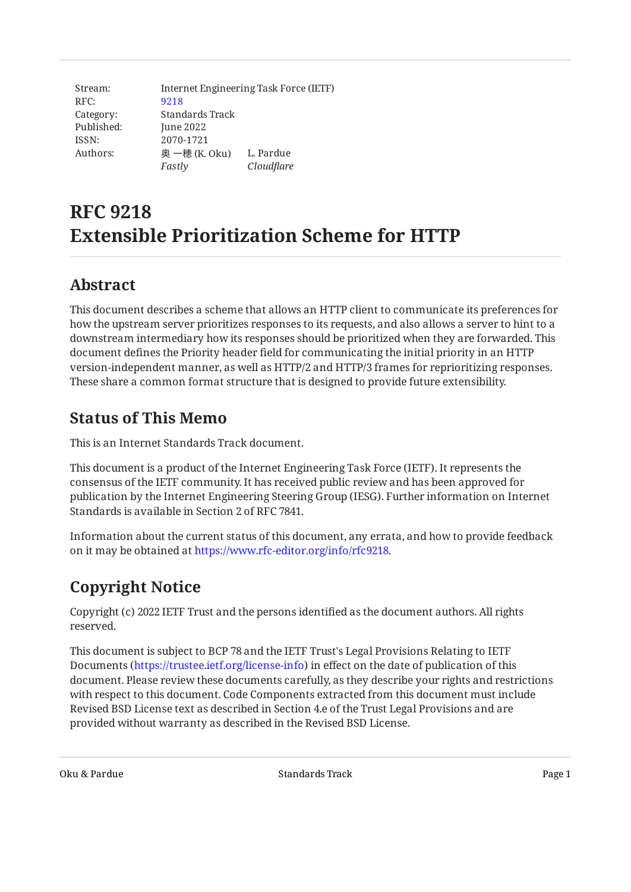| Stream: | Internet Engineering Task Force (IETF) | |
|---|---|---|
| RFC: | 9218 | |
| Category: | Standards Track | |
| Published: | June 2022 | |
| ISSN: | 2070-1721 | |
| Authors: | 奥 一穂 (K. Oku) | L. Pardue |
| | *Fastly* | *Cloudflare* |

# RFC 9218
# Extensible Prioritization Scheme for HTTP

## Abstract

This document describes a scheme that allows an HTTP client to communicate its preferences for how the upstream server prioritizes responses to its requests, and also allows a server to hint to a downstream intermediary how its responses should be prioritized when they are forwarded. This document defines the Priority header field for communicating the initial priority in an HTTP version-independent manner, as well as HTTP/2 and HTTP/3 frames for reprioritizing responses. These share a common format structure that is designed to provide future extensibility.

## Status of This Memo

This is an Internet Standards Track document.

This document is a product of the Internet Engineering Task Force (IETF). It represents the consensus of the IETF community. It has received public review and has been approved for publication by the Internet Engineering Steering Group (IESG). Further information on Internet Standards is available in Section 2 of RFC 7841.

Information about the current status of this document, any errata, and how to provide feedback on it may be obtained at https://www.rfc-editor.org/info/rfc9218.

## Copyright Notice

Copyright (c) 2022 IETF Trust and the persons identified as the document authors. All rights reserved.

This document is subject to BCP 78 and the IETF Trust's Legal Provisions Relating to IETF Documents (https://trustee.ietf.org/license-info) in effect on the date of publication of this document. Please review these documents carefully, as they describe your rights and restrictions with respect to this document. Code Components extracted from this document must include Revised BSD License text as described in Section 4.e of the Trust Legal Provisions and are provided without warranty as described in the Revised BSD License.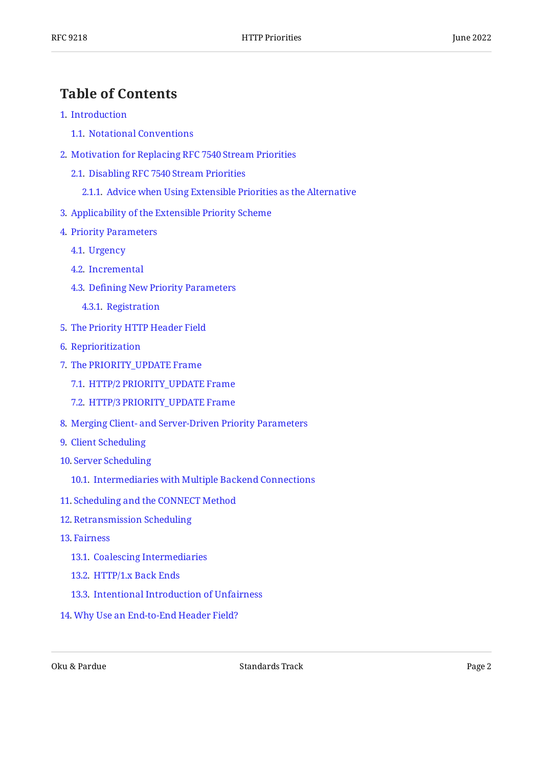## Table of Contents

1. Introduction
   - 1.1. Notational Conventions
2. Motivation for Replacing RFC 7540 Stream Priorities
   - 2.1. Disabling RFC 7540 Stream Priorities
     - 2.1.1. Advice when Using Extensible Priorities as the Alternative
3. Applicability of the Extensible Priority Scheme
4. Priority Parameters
   - 4.1. Urgency
   - 4.2. Incremental
   - 4.3. Defining New Priority Parameters
     - 4.3.1. Registration
5. The Priority HTTP Header Field
6. Reprioritization
7. The PRIORITY_UPDATE Frame
   - 7.1. HTTP/2 PRIORITY_UPDATE Frame
   - 7.2. HTTP/3 PRIORITY_UPDATE Frame
8. Merging Client- and Server-Driven Priority Parameters
9. Client Scheduling
10. Server Scheduling
    - 10.1. Intermediaries with Multiple Backend Connections
11. Scheduling and the CONNECT Method
12. Retransmission Scheduling
13. Fairness
    - 13.1. Coalescing Intermediaries
    - 13.2. HTTP/1.x Back Ends
    - 13.3. Intentional Introduction of Unfairness
14. Why Use an End-to-End Header Field?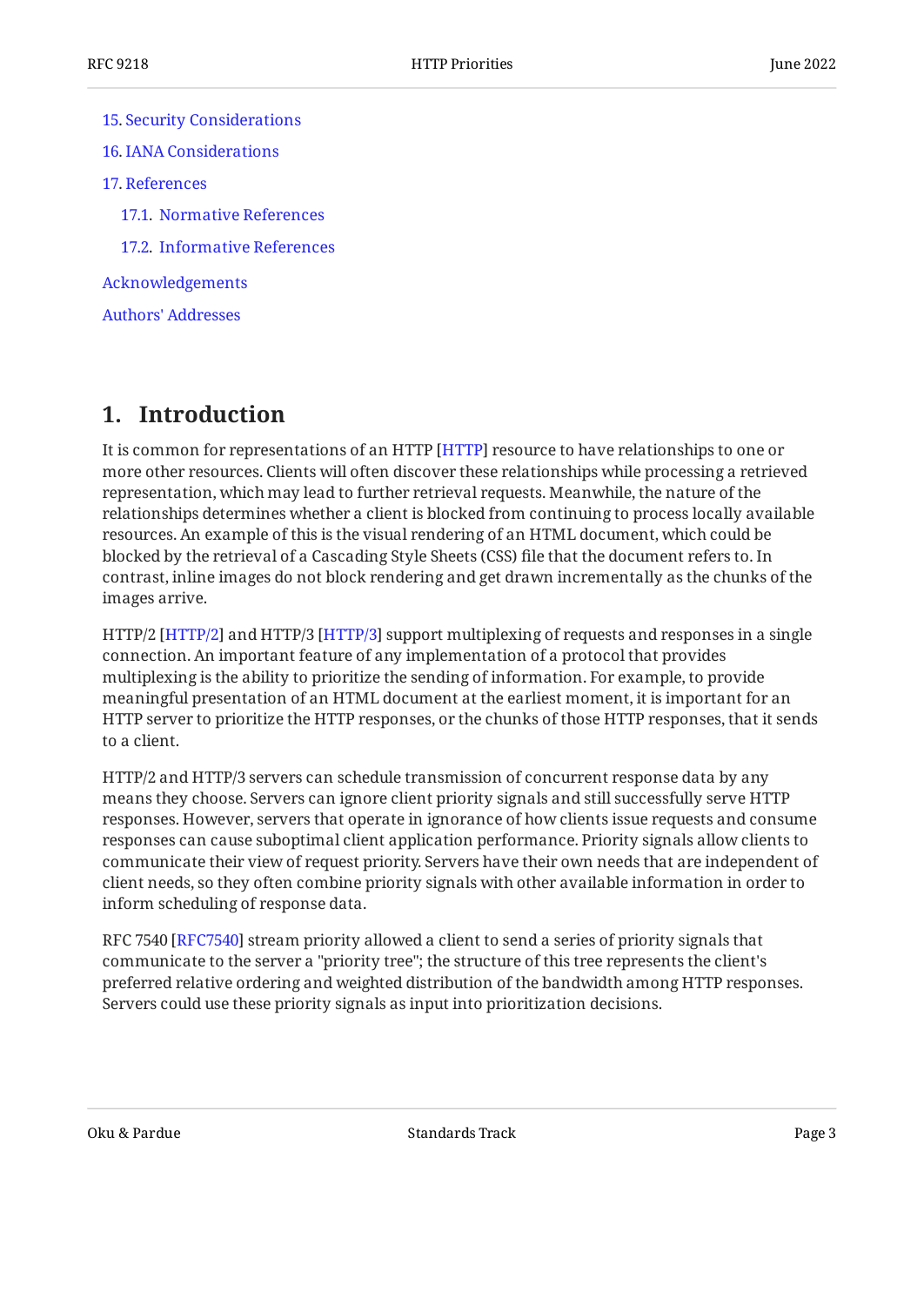15. Security Considerations
16. IANA Considerations
17. References
    17.1. Normative References
    17.2. Informative References

Acknowledgements

Authors' Addresses

## 1. Introduction

It is common for representations of an HTTP [HTTP] resource to have relationships to one or more other resources. Clients will often discover these relationships while processing a retrieved representation, which may lead to further retrieval requests. Meanwhile, the nature of the relationships determines whether a client is blocked from continuing to process locally available resources. An example of this is the visual rendering of an HTML document, which could be blocked by the retrieval of a Cascading Style Sheets (CSS) file that the document refers to. In contrast, inline images do not block rendering and get drawn incrementally as the chunks of the images arrive.

HTTP/2 [HTTP/2] and HTTP/3 [HTTP/3] support multiplexing of requests and responses in a single connection. An important feature of any implementation of a protocol that provides multiplexing is the ability to prioritize the sending of information. For example, to provide meaningful presentation of an HTML document at the earliest moment, it is important for an HTTP server to prioritize the HTTP responses, or the chunks of those HTTP responses, that it sends to a client.

HTTP/2 and HTTP/3 servers can schedule transmission of concurrent response data by any means they choose. Servers can ignore client priority signals and still successfully serve HTTP responses. However, servers that operate in ignorance of how clients issue requests and consume responses can cause suboptimal client application performance. Priority signals allow clients to communicate their view of request priority. Servers have their own needs that are independent of client needs, so they often combine priority signals with other available information in order to inform scheduling of response data.

RFC 7540 [RFC7540] stream priority allowed a client to send a series of priority signals that communicate to the server a "priority tree"; the structure of this tree represents the client's preferred relative ordering and weighted distribution of the bandwidth among HTTP responses. Servers could use these priority signals as input into prioritization decisions.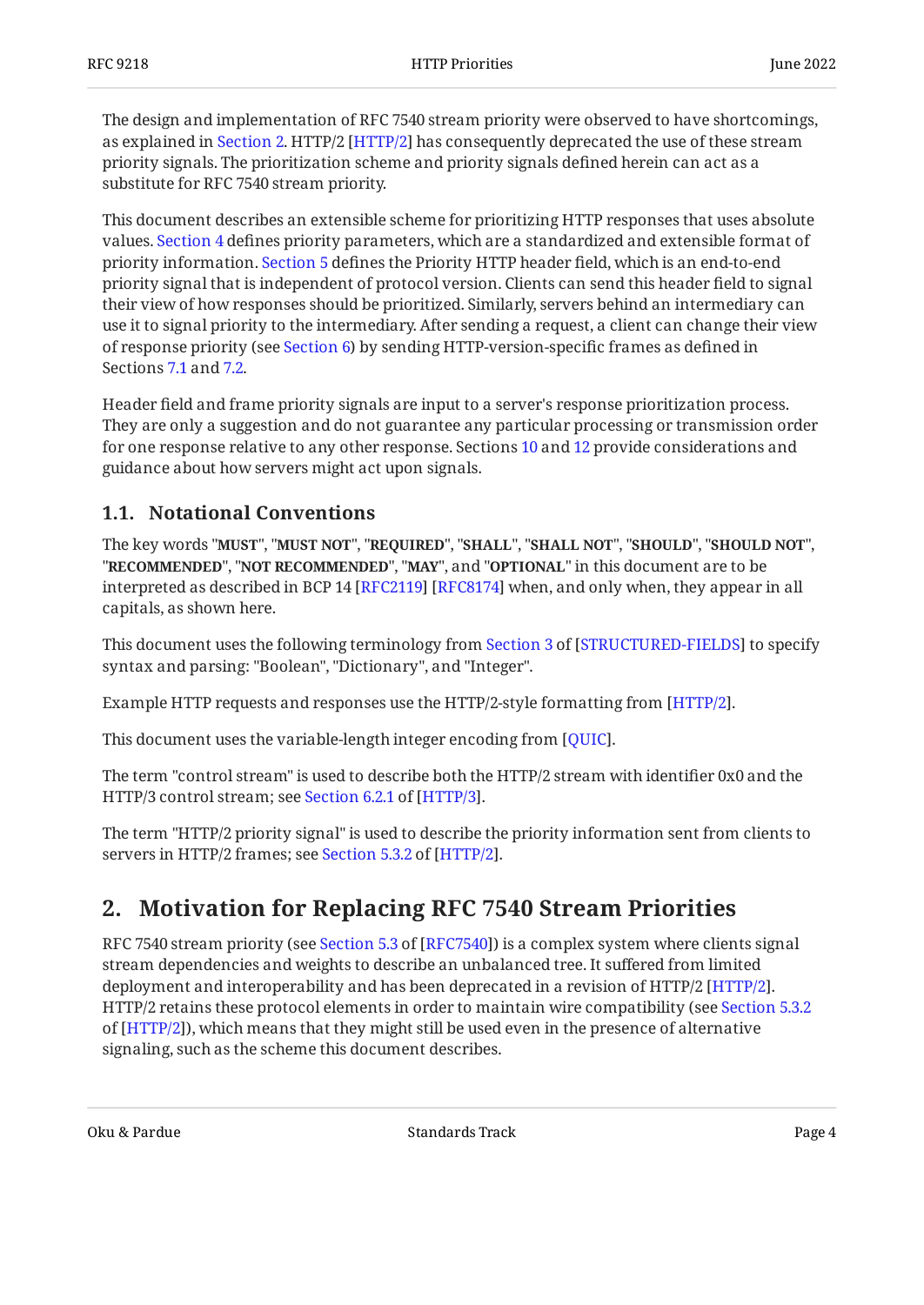The design and implementation of RFC 7540 stream priority were observed to have shortcomings, as explained in Section 2. HTTP/2 [HTTP/2] has consequently deprecated the use of these stream priority signals. The prioritization scheme and priority signals defined herein can act as a substitute for RFC 7540 stream priority.

This document describes an extensible scheme for prioritizing HTTP responses that uses absolute values. Section 4 defines priority parameters, which are a standardized and extensible format of priority information. Section 5 defines the Priority HTTP header field, which is an end-to-end priority signal that is independent of protocol version. Clients can send this header field to signal their view of how responses should be prioritized. Similarly, servers behind an intermediary can use it to signal priority to the intermediary. After sending a request, a client can change their view of response priority (see Section 6) by sending HTTP-version-specific frames as defined in Sections 7.1 and 7.2.

Header field and frame priority signals are input to a server's response prioritization process. They are only a suggestion and do not guarantee any particular processing or transmission order for one response relative to any other response. Sections 10 and 12 provide considerations and guidance about how servers might act upon signals.

### 1.1. Notational Conventions

The key words "**MUST**", "**MUST NOT**", "**REQUIRED**", "**SHALL**", "**SHALL NOT**", "**SHOULD**", "**SHOULD NOT**", "**RECOMMENDED**", "**NOT RECOMMENDED**", "**MAY**", and "**OPTIONAL**" in this document are to be interpreted as described in BCP 14 [RFC2119] [RFC8174] when, and only when, they appear in all capitals, as shown here.

This document uses the following terminology from Section 3 of [STRUCTURED-FIELDS] to specify syntax and parsing: "Boolean", "Dictionary", and "Integer".

Example HTTP requests and responses use the HTTP/2-style formatting from [HTTP/2].

This document uses the variable-length integer encoding from [QUIC].

The term "control stream" is used to describe both the HTTP/2 stream with identifier 0x0 and the HTTP/3 control stream; see Section 6.2.1 of [HTTP/3].

The term "HTTP/2 priority signal" is used to describe the priority information sent from clients to servers in HTTP/2 frames; see Section 5.3.2 of [HTTP/2].

## 2. Motivation for Replacing RFC 7540 Stream Priorities

RFC 7540 stream priority (see Section 5.3 of [RFC7540]) is a complex system where clients signal stream dependencies and weights to describe an unbalanced tree. It suffered from limited deployment and interoperability and has been deprecated in a revision of HTTP/2 [HTTP/2]. HTTP/2 retains these protocol elements in order to maintain wire compatibility (see Section 5.3.2 of [HTTP/2]), which means that they might still be used even in the presence of alternative signaling, such as the scheme this document describes.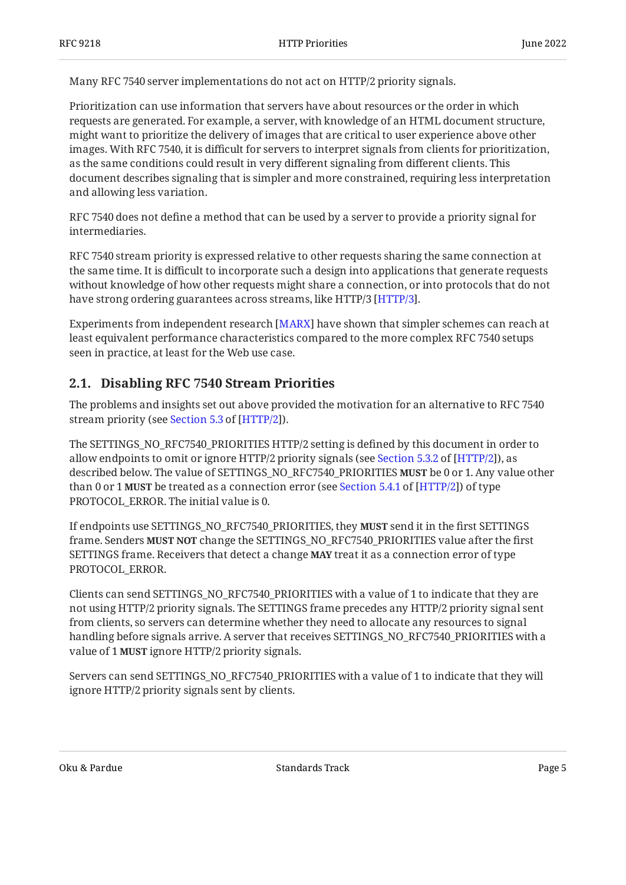Many RFC 7540 server implementations do not act on HTTP/2 priority signals.

Prioritization can use information that servers have about resources or the order in which requests are generated. For example, a server, with knowledge of an HTML document structure, might want to prioritize the delivery of images that are critical to user experience above other images. With RFC 7540, it is difficult for servers to interpret signals from clients for prioritization, as the same conditions could result in very different signaling from different clients. This document describes signaling that is simpler and more constrained, requiring less interpretation and allowing less variation.

RFC 7540 does not define a method that can be used by a server to provide a priority signal for intermediaries.

RFC 7540 stream priority is expressed relative to other requests sharing the same connection at the same time. It is difficult to incorporate such a design into applications that generate requests without knowledge of how other requests might share a connection, or into protocols that do not have strong ordering guarantees across streams, like HTTP/3 [HTTP/3].

Experiments from independent research [MARX] have shown that simpler schemes can reach at least equivalent performance characteristics compared to the more complex RFC 7540 setups seen in practice, at least for the Web use case.

## 2.1. Disabling RFC 7540 Stream Priorities

The problems and insights set out above provided the motivation for an alternative to RFC 7540 stream priority (see Section 5.3 of [HTTP/2]).

The SETTINGS_NO_RFC7540_PRIORITIES HTTP/2 setting is defined by this document in order to allow endpoints to omit or ignore HTTP/2 priority signals (see Section 5.3.2 of [HTTP/2]), as described below. The value of SETTINGS_NO_RFC7540_PRIORITIES **MUST** be 0 or 1. Any value other than 0 or 1 **MUST** be treated as a connection error (see Section 5.4.1 of [HTTP/2]) of type PROTOCOL_ERROR. The initial value is 0.

If endpoints use SETTINGS_NO_RFC7540_PRIORITIES, they **MUST** send it in the first SETTINGS frame. Senders **MUST NOT** change the SETTINGS_NO_RFC7540_PRIORITIES value after the first SETTINGS frame. Receivers that detect a change **MAY** treat it as a connection error of type PROTOCOL_ERROR.

Clients can send SETTINGS_NO_RFC7540_PRIORITIES with a value of 1 to indicate that they are not using HTTP/2 priority signals. The SETTINGS frame precedes any HTTP/2 priority signal sent from clients, so servers can determine whether they need to allocate any resources to signal handling before signals arrive. A server that receives SETTINGS_NO_RFC7540_PRIORITIES with a value of 1 **MUST** ignore HTTP/2 priority signals.

Servers can send SETTINGS_NO_RFC7540_PRIORITIES with a value of 1 to indicate that they will ignore HTTP/2 priority signals sent by clients.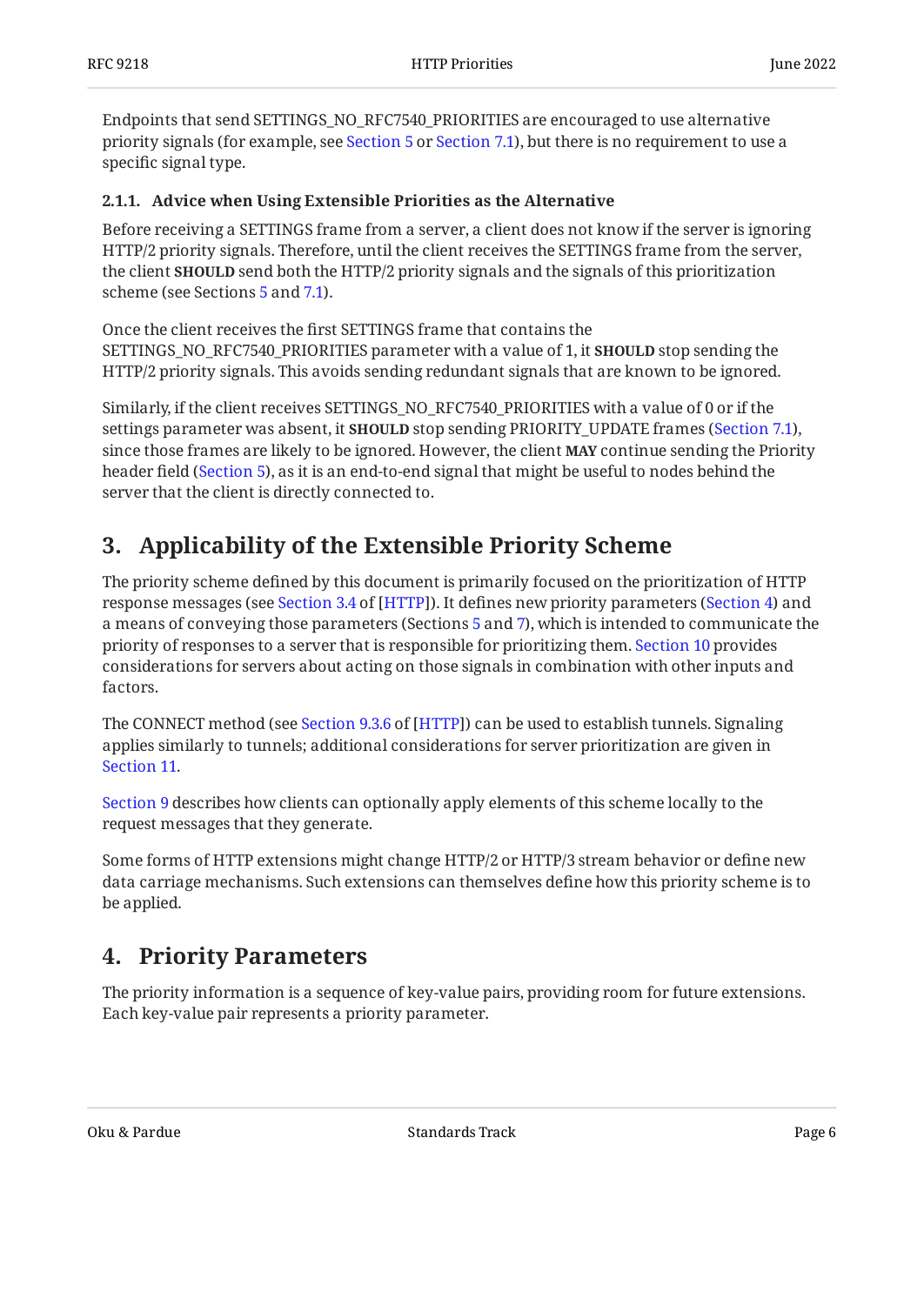Endpoints that send SETTINGS_NO_RFC7540_PRIORITIES are encouraged to use alternative priority signals (for example, see Section 5 or Section 7.1), but there is no requirement to use a specific signal type.

#### 2.1.1. Advice when Using Extensible Priorities as the Alternative

Before receiving a SETTINGS frame from a server, a client does not know if the server is ignoring HTTP/2 priority signals. Therefore, until the client receives the SETTINGS frame from the server, the client **SHOULD** send both the HTTP/2 priority signals and the signals of this prioritization scheme (see Sections 5 and 7.1).

Once the client receives the first SETTINGS frame that contains the SETTINGS_NO_RFC7540_PRIORITIES parameter with a value of 1, it **SHOULD** stop sending the HTTP/2 priority signals. This avoids sending redundant signals that are known to be ignored.

Similarly, if the client receives SETTINGS_NO_RFC7540_PRIORITIES with a value of 0 or if the settings parameter was absent, it **SHOULD** stop sending PRIORITY_UPDATE frames (Section 7.1), since those frames are likely to be ignored. However, the client **MAY** continue sending the Priority header field (Section 5), as it is an end-to-end signal that might be useful to nodes behind the server that the client is directly connected to.

## 3. Applicability of the Extensible Priority Scheme

The priority scheme defined by this document is primarily focused on the prioritization of HTTP response messages (see Section 3.4 of [HTTP]). It defines new priority parameters (Section 4) and a means of conveying those parameters (Sections 5 and 7), which is intended to communicate the priority of responses to a server that is responsible for prioritizing them. Section 10 provides considerations for servers about acting on those signals in combination with other inputs and factors.

The CONNECT method (see Section 9.3.6 of [HTTP]) can be used to establish tunnels. Signaling applies similarly to tunnels; additional considerations for server prioritization are given in Section 11.

Section 9 describes how clients can optionally apply elements of this scheme locally to the request messages that they generate.

Some forms of HTTP extensions might change HTTP/2 or HTTP/3 stream behavior or define new data carriage mechanisms. Such extensions can themselves define how this priority scheme is to be applied.

## 4. Priority Parameters

The priority information is a sequence of key-value pairs, providing room for future extensions. Each key-value pair represents a priority parameter.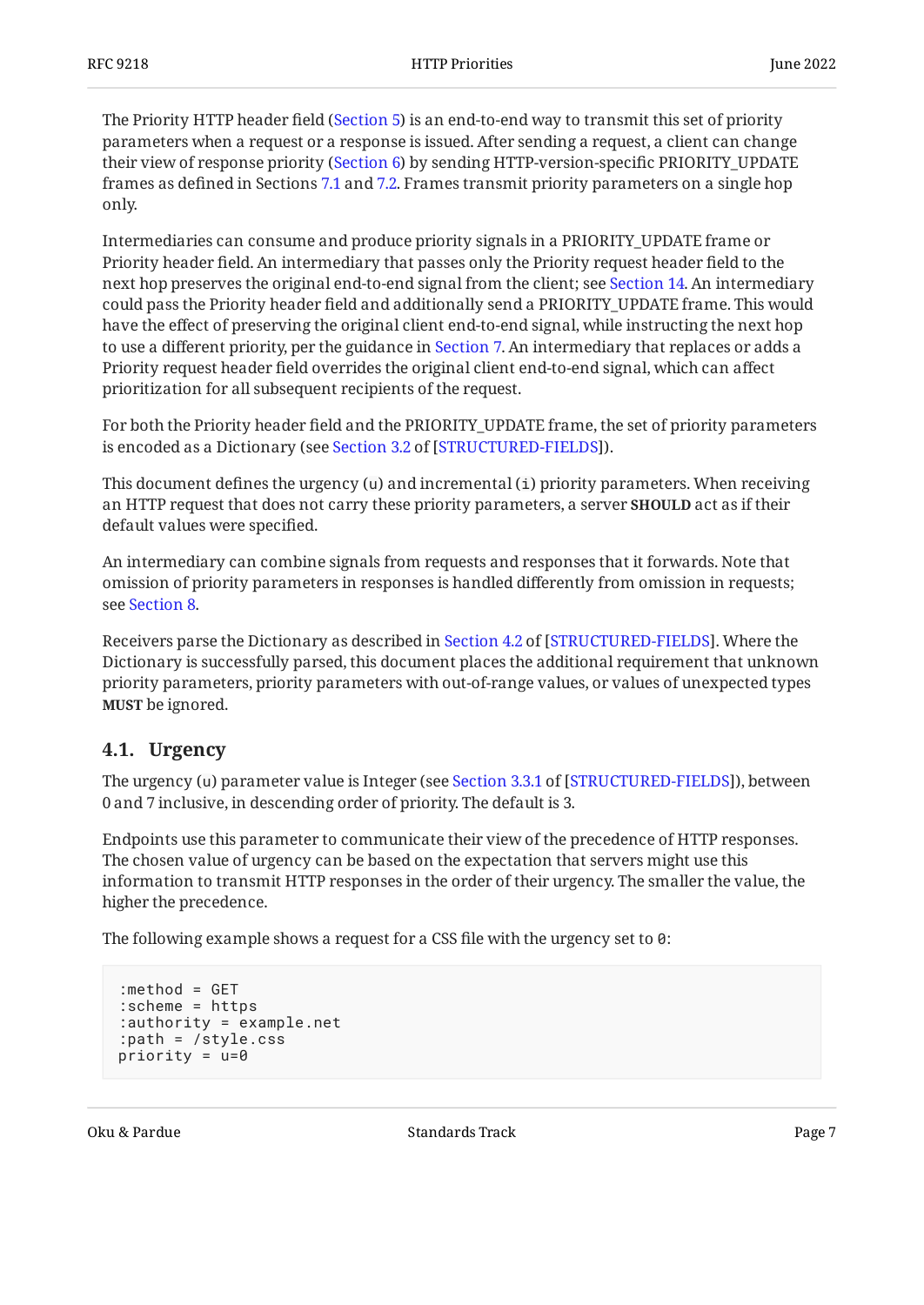The Priority HTTP header field (Section 5) is an end-to-end way to transmit this set of priority parameters when a request or a response is issued. After sending a request, a client can change their view of response priority (Section 6) by sending HTTP-version-specific PRIORITY_UPDATE frames as defined in Sections 7.1 and 7.2. Frames transmit priority parameters on a single hop only.

Intermediaries can consume and produce priority signals in a PRIORITY_UPDATE frame or Priority header field. An intermediary that passes only the Priority request header field to the next hop preserves the original end-to-end signal from the client; see Section 14. An intermediary could pass the Priority header field and additionally send a PRIORITY_UPDATE frame. This would have the effect of preserving the original client end-to-end signal, while instructing the next hop to use a different priority, per the guidance in Section 7. An intermediary that replaces or adds a Priority request header field overrides the original client end-to-end signal, which can affect prioritization for all subsequent recipients of the request.

For both the Priority header field and the PRIORITY_UPDATE frame, the set of priority parameters is encoded as a Dictionary (see Section 3.2 of [STRUCTURED-FIELDS]).

This document defines the urgency (`u`) and incremental (`i`) priority parameters. When receiving an HTTP request that does not carry these priority parameters, a server **SHOULD** act as if their default values were specified.

An intermediary can combine signals from requests and responses that it forwards. Note that omission of priority parameters in responses is handled differently from omission in requests; see Section 8.

Receivers parse the Dictionary as described in Section 4.2 of [STRUCTURED-FIELDS]. Where the Dictionary is successfully parsed, this document places the additional requirement that unknown priority parameters, priority parameters with out-of-range values, or values of unexpected types **MUST** be ignored.

## 4.1. Urgency

The urgency (`u`) parameter value is Integer (see Section 3.3.1 of [STRUCTURED-FIELDS]), between 0 and 7 inclusive, in descending order of priority. The default is 3.

Endpoints use this parameter to communicate their view of the precedence of HTTP responses. The chosen value of urgency can be based on the expectation that servers might use this information to transmit HTTP responses in the order of their urgency. The smaller the value, the higher the precedence.

The following example shows a request for a CSS file with the urgency set to `0`:

```
:method = GET
:scheme = https
:authority = example.net
:path = /style.css
priority = u=0
```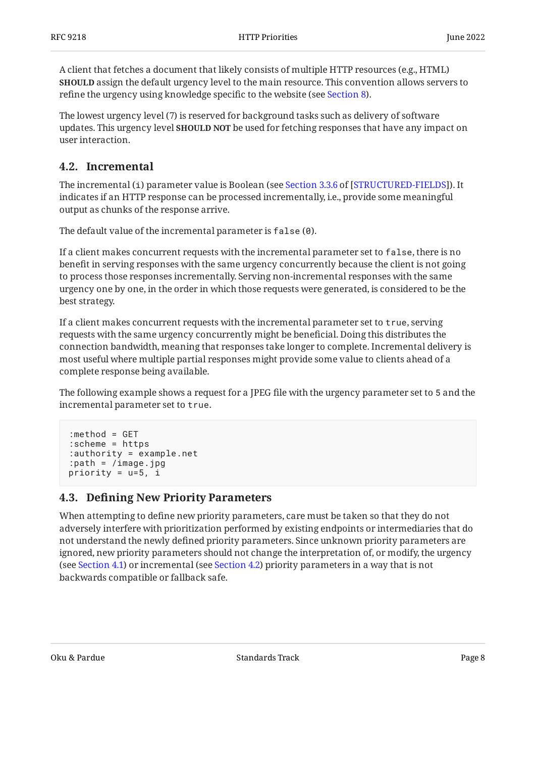A client that fetches a document that likely consists of multiple HTTP resources (e.g., HTML) **SHOULD** assign the default urgency level to the main resource. This convention allows servers to refine the urgency using knowledge specific to the website (see Section 8).

The lowest urgency level (7) is reserved for background tasks such as delivery of software updates. This urgency level **SHOULD NOT** be used for fetching responses that have any impact on user interaction.

### 4.2. Incremental

The incremental (`i`) parameter value is Boolean (see Section 3.3.6 of [STRUCTURED-FIELDS]). It indicates if an HTTP response can be processed incrementally, i.e., provide some meaningful output as chunks of the response arrive.

The default value of the incremental parameter is `false` (`0`).

If a client makes concurrent requests with the incremental parameter set to `false`, there is no benefit in serving responses with the same urgency concurrently because the client is not going to process those responses incrementally. Serving non-incremental responses with the same urgency one by one, in the order in which those requests were generated, is considered to be the best strategy.

If a client makes concurrent requests with the incremental parameter set to `true`, serving requests with the same urgency concurrently might be beneficial. Doing this distributes the connection bandwidth, meaning that responses take longer to complete. Incremental delivery is most useful where multiple partial responses might provide some value to clients ahead of a complete response being available.

The following example shows a request for a JPEG file with the urgency parameter set to `5` and the incremental parameter set to `true`.

```
:method = GET
:scheme = https
:authority = example.net
:path = /image.jpg
priority = u=5, i
```

### 4.3. Defining New Priority Parameters

When attempting to define new priority parameters, care must be taken so that they do not adversely interfere with prioritization performed by existing endpoints or intermediaries that do not understand the newly defined priority parameters. Since unknown priority parameters are ignored, new priority parameters should not change the interpretation of, or modify, the urgency (see Section 4.1) or incremental (see Section 4.2) priority parameters in a way that is not backwards compatible or fallback safe.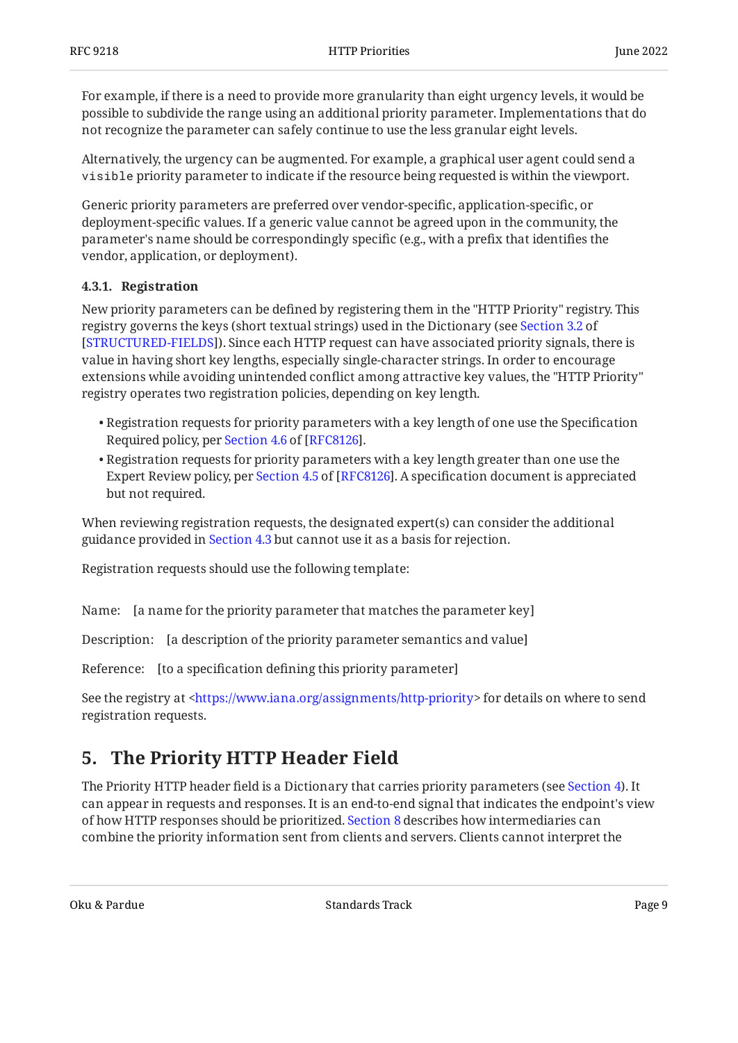For example, if there is a need to provide more granularity than eight urgency levels, it would be possible to subdivide the range using an additional priority parameter. Implementations that do not recognize the parameter can safely continue to use the less granular eight levels.

Alternatively, the urgency can be augmented. For example, a graphical user agent could send a `visible` priority parameter to indicate if the resource being requested is within the viewport.

Generic priority parameters are preferred over vendor-specific, application-specific, or deployment-specific values. If a generic value cannot be agreed upon in the community, the parameter's name should be correspondingly specific (e.g., with a prefix that identifies the vendor, application, or deployment).

#### 4.3.1. Registration

New priority parameters can be defined by registering them in the "HTTP Priority" registry. This registry governs the keys (short textual strings) used in the Dictionary (see Section 3.2 of [STRUCTURED-FIELDS]). Since each HTTP request can have associated priority signals, there is value in having short key lengths, especially single-character strings. In order to encourage extensions while avoiding unintended conflict among attractive key values, the "HTTP Priority" registry operates two registration policies, depending on key length.

- Registration requests for priority parameters with a key length of one use the Specification Required policy, per Section 4.6 of [RFC8126].
- Registration requests for priority parameters with a key length greater than one use the Expert Review policy, per Section 4.5 of [RFC8126]. A specification document is appreciated but not required.

When reviewing registration requests, the designated expert(s) can consider the additional guidance provided in Section 4.3 but cannot use it as a basis for rejection.

Registration requests should use the following template:

Name: [a name for the priority parameter that matches the parameter key]

Description: [a description of the priority parameter semantics and value]

Reference: [to a specification defining this priority parameter]

See the registry at <https://www.iana.org/assignments/http-priority> for details on where to send registration requests.

## 5. The Priority HTTP Header Field

The Priority HTTP header field is a Dictionary that carries priority parameters (see Section 4). It can appear in requests and responses. It is an end-to-end signal that indicates the endpoint's view of how HTTP responses should be prioritized. Section 8 describes how intermediaries can combine the priority information sent from clients and servers. Clients cannot interpret the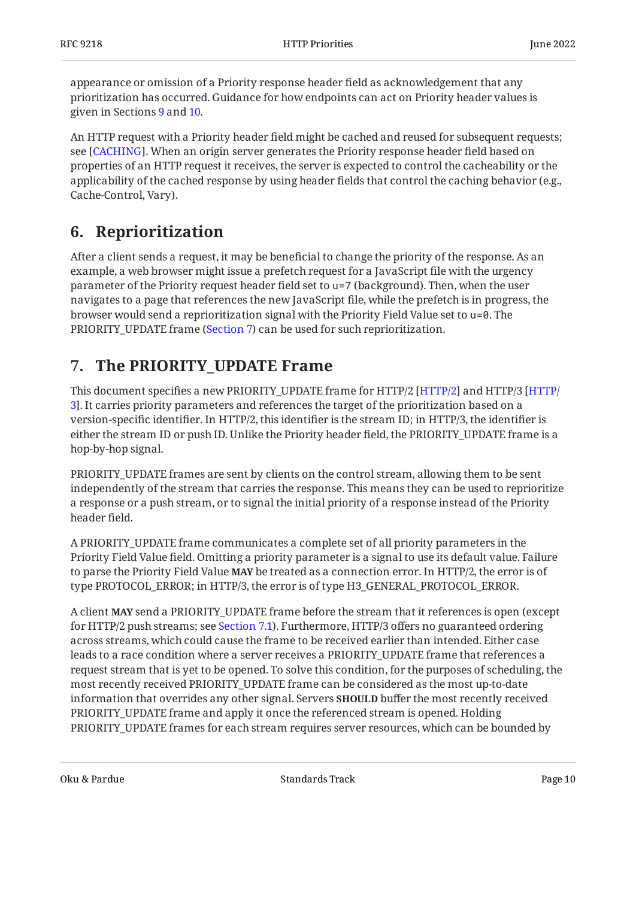appearance or omission of a Priority response header field as acknowledgement that any prioritization has occurred. Guidance for how endpoints can act on Priority header values is given in Sections 9 and 10.

An HTTP request with a Priority header field might be cached and reused for subsequent requests; see [CACHING]. When an origin server generates the Priority response header field based on properties of an HTTP request it receives, the server is expected to control the cacheability or the applicability of the cached response by using header fields that control the caching behavior (e.g., Cache-Control, Vary).

## 6. Reprioritization

After a client sends a request, it may be beneficial to change the priority of the response. As an example, a web browser might issue a prefetch request for a JavaScript file with the urgency parameter of the Priority request header field set to `u=7` (background). Then, when the user navigates to a page that references the new JavaScript file, while the prefetch is in progress, the browser would send a reprioritization signal with the Priority Field Value set to `u=0`. The PRIORITY_UPDATE frame (Section 7) can be used for such reprioritization.

## 7. The PRIORITY_UPDATE Frame

This document specifies a new PRIORITY_UPDATE frame for HTTP/2 [HTTP/2] and HTTP/3 [HTTP/3]. It carries priority parameters and references the target of the prioritization based on a version-specific identifier. In HTTP/2, this identifier is the stream ID; in HTTP/3, the identifier is either the stream ID or push ID. Unlike the Priority header field, the PRIORITY_UPDATE frame is a hop-by-hop signal.

PRIORITY_UPDATE frames are sent by clients on the control stream, allowing them to be sent independently of the stream that carries the response. This means they can be used to reprioritize a response or a push stream, or to signal the initial priority of a response instead of the Priority header field.

A PRIORITY_UPDATE frame communicates a complete set of all priority parameters in the Priority Field Value field. Omitting a priority parameter is a signal to use its default value. Failure to parse the Priority Field Value **MAY** be treated as a connection error. In HTTP/2, the error is of type PROTOCOL_ERROR; in HTTP/3, the error is of type H3_GENERAL_PROTOCOL_ERROR.

A client **MAY** send a PRIORITY_UPDATE frame before the stream that it references is open (except for HTTP/2 push streams; see Section 7.1). Furthermore, HTTP/3 offers no guaranteed ordering across streams, which could cause the frame to be received earlier than intended. Either case leads to a race condition where a server receives a PRIORITY_UPDATE frame that references a request stream that is yet to be opened. To solve this condition, for the purposes of scheduling, the most recently received PRIORITY_UPDATE frame can be considered as the most up-to-date information that overrides any other signal. Servers **SHOULD** buffer the most recently received PRIORITY_UPDATE frame and apply it once the referenced stream is opened. Holding PRIORITY_UPDATE frames for each stream requires server resources, which can be bounded by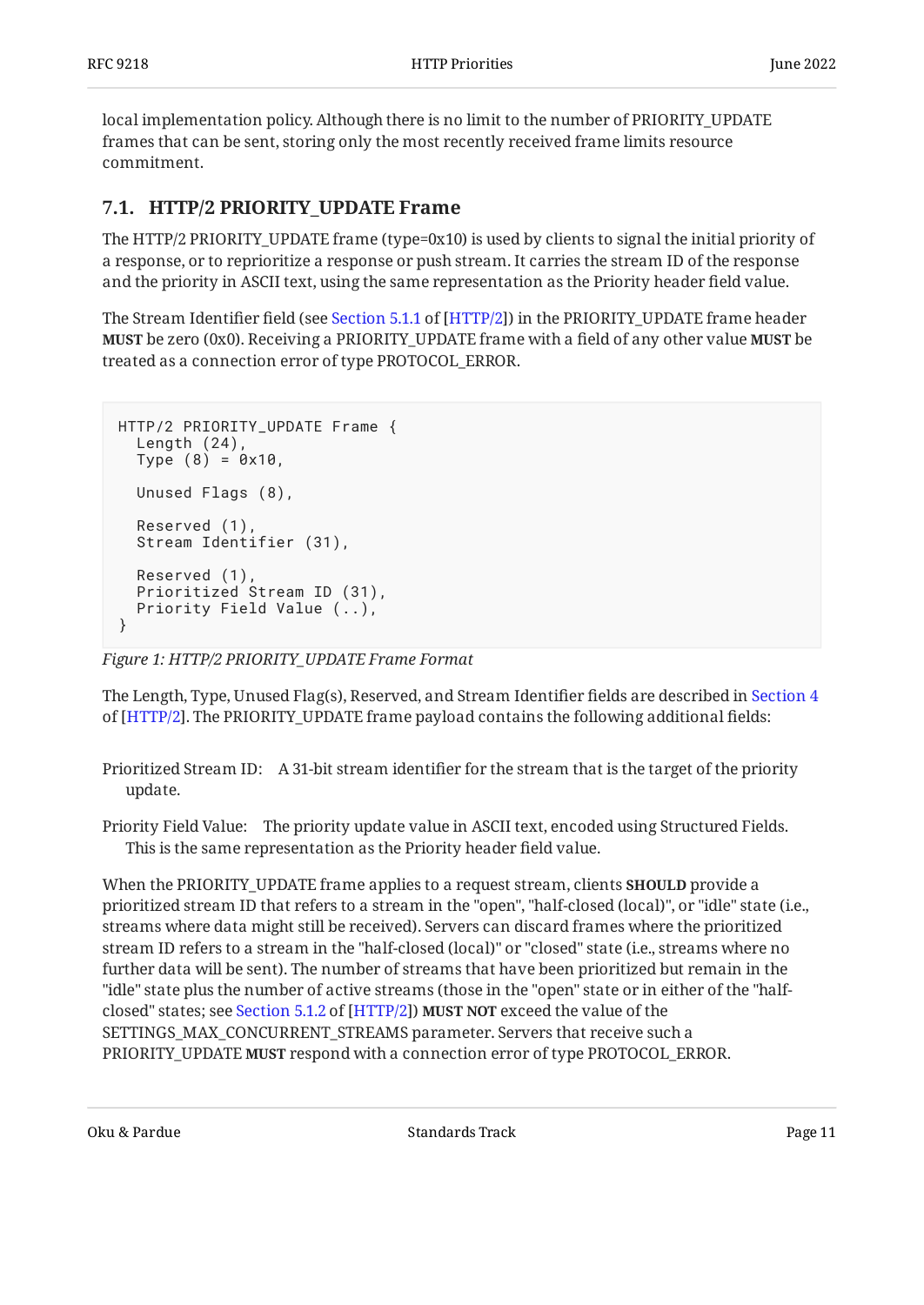local implementation policy. Although there is no limit to the number of PRIORITY_UPDATE frames that can be sent, storing only the most recently received frame limits resource commitment.

## 7.1. HTTP/2 PRIORITY_UPDATE Frame

The HTTP/2 PRIORITY_UPDATE frame (type=0x10) is used by clients to signal the initial priority of a response, or to reprioritize a response or push stream. It carries the stream ID of the response and the priority in ASCII text, using the same representation as the Priority header field value.

The Stream Identifier field (see Section 5.1.1 of [HTTP/2]) in the PRIORITY_UPDATE frame header **MUST** be zero (0x0). Receiving a PRIORITY_UPDATE frame with a field of any other value **MUST** be treated as a connection error of type PROTOCOL_ERROR.

```
HTTP/2 PRIORITY_UPDATE Frame {
  Length (24),
  Type (8) = 0x10,

  Unused Flags (8),

  Reserved (1),
  Stream Identifier (31),

  Reserved (1),
  Prioritized Stream ID (31),
  Priority Field Value (..),
}
```

*Figure 1: HTTP/2 PRIORITY_UPDATE Frame Format*

The Length, Type, Unused Flag(s), Reserved, and Stream Identifier fields are described in Section 4 of [HTTP/2]. The PRIORITY_UPDATE frame payload contains the following additional fields:

Prioritized Stream ID: A 31-bit stream identifier for the stream that is the target of the priority update.

Priority Field Value: The priority update value in ASCII text, encoded using Structured Fields. This is the same representation as the Priority header field value.

When the PRIORITY_UPDATE frame applies to a request stream, clients **SHOULD** provide a prioritized stream ID that refers to a stream in the "open", "half-closed (local)", or "idle" state (i.e., streams where data might still be received). Servers can discard frames where the prioritized stream ID refers to a stream in the "half-closed (local)" or "closed" state (i.e., streams where no further data will be sent). The number of streams that have been prioritized but remain in the "idle" state plus the number of active streams (those in the "open" state or in either of the "half-closed" states; see Section 5.1.2 of [HTTP/2]) **MUST NOT** exceed the value of the SETTINGS_MAX_CONCURRENT_STREAMS parameter. Servers that receive such a PRIORITY_UPDATE **MUST** respond with a connection error of type PROTOCOL_ERROR.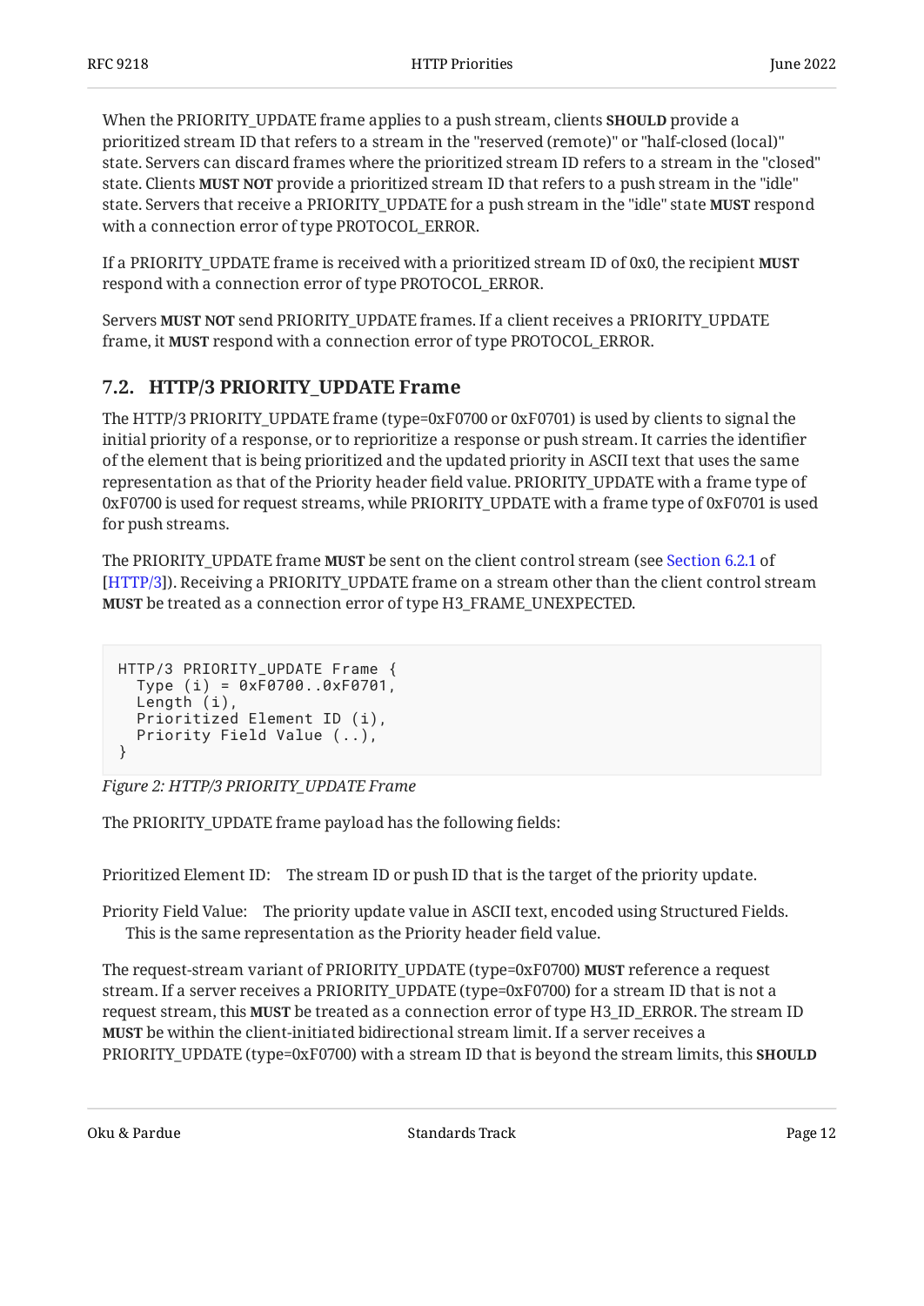When the PRIORITY_UPDATE frame applies to a push stream, clients **SHOULD** provide a prioritized stream ID that refers to a stream in the "reserved (remote)" or "half-closed (local)" state. Servers can discard frames where the prioritized stream ID refers to a stream in the "closed" state. Clients **MUST NOT** provide a prioritized stream ID that refers to a push stream in the "idle" state. Servers that receive a PRIORITY_UPDATE for a push stream in the "idle" state **MUST** respond with a connection error of type PROTOCOL_ERROR.

If a PRIORITY_UPDATE frame is received with a prioritized stream ID of 0x0, the recipient **MUST** respond with a connection error of type PROTOCOL_ERROR.

Servers **MUST NOT** send PRIORITY_UPDATE frames. If a client receives a PRIORITY_UPDATE frame, it **MUST** respond with a connection error of type PROTOCOL_ERROR.

## 7.2. HTTP/3 PRIORITY_UPDATE Frame

The HTTP/3 PRIORITY_UPDATE frame (type=0xF0700 or 0xF0701) is used by clients to signal the initial priority of a response, or to reprioritize a response or push stream. It carries the identifier of the element that is being prioritized and the updated priority in ASCII text that uses the same representation as that of the Priority header field value. PRIORITY_UPDATE with a frame type of 0xF0700 is used for request streams, while PRIORITY_UPDATE with a frame type of 0xF0701 is used for push streams.

The PRIORITY_UPDATE frame **MUST** be sent on the client control stream (see Section 6.2.1 of [HTTP/3]). Receiving a PRIORITY_UPDATE frame on a stream other than the client control stream **MUST** be treated as a connection error of type H3_FRAME_UNEXPECTED.

```
HTTP/3 PRIORITY_UPDATE Frame {
  Type (i) = 0xF0700..0xF0701,
  Length (i),
  Prioritized Element ID (i),
  Priority Field Value (..),
}
```

*Figure 2: HTTP/3 PRIORITY_UPDATE Frame*

The PRIORITY_UPDATE frame payload has the following fields:

Prioritized Element ID: The stream ID or push ID that is the target of the priority update.

Priority Field Value: The priority update value in ASCII text, encoded using Structured Fields. This is the same representation as the Priority header field value.

The request-stream variant of PRIORITY_UPDATE (type=0xF0700) **MUST** reference a request stream. If a server receives a PRIORITY_UPDATE (type=0xF0700) for a stream ID that is not a request stream, this **MUST** be treated as a connection error of type H3_ID_ERROR. The stream ID **MUST** be within the client-initiated bidirectional stream limit. If a server receives a PRIORITY_UPDATE (type=0xF0700) with a stream ID that is beyond the stream limits, this **SHOULD**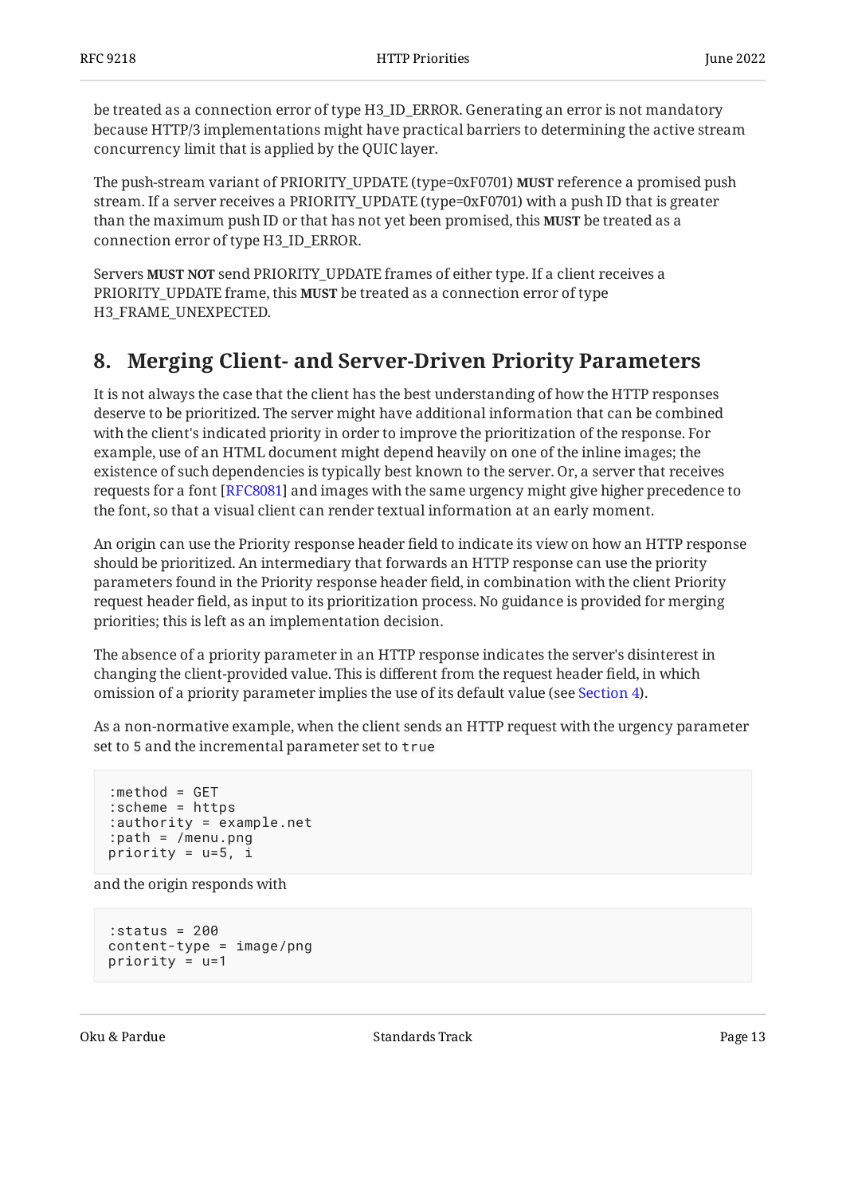be treated as a connection error of type H3_ID_ERROR. Generating an error is not mandatory because HTTP/3 implementations might have practical barriers to determining the active stream concurrency limit that is applied by the QUIC layer.

The push-stream variant of PRIORITY_UPDATE (type=0xF0701) **MUST** reference a promised push stream. If a server receives a PRIORITY_UPDATE (type=0xF0701) with a push ID that is greater than the maximum push ID or that has not yet been promised, this **MUST** be treated as a connection error of type H3_ID_ERROR.

Servers **MUST NOT** send PRIORITY_UPDATE frames of either type. If a client receives a PRIORITY_UPDATE frame, this **MUST** be treated as a connection error of type H3_FRAME_UNEXPECTED.

## 8. Merging Client- and Server-Driven Priority Parameters

It is not always the case that the client has the best understanding of how the HTTP responses deserve to be prioritized. The server might have additional information that can be combined with the client's indicated priority in order to improve the prioritization of the response. For example, use of an HTML document might depend heavily on one of the inline images; the existence of such dependencies is typically best known to the server. Or, a server that receives requests for a font [RFC8081] and images with the same urgency might give higher precedence to the font, so that a visual client can render textual information at an early moment.

An origin can use the Priority response header field to indicate its view on how an HTTP response should be prioritized. An intermediary that forwards an HTTP response can use the priority parameters found in the Priority response header field, in combination with the client Priority request header field, as input to its prioritization process. No guidance is provided for merging priorities; this is left as an implementation decision.

The absence of a priority parameter in an HTTP response indicates the server's disinterest in changing the client-provided value. This is different from the request header field, in which omission of a priority parameter implies the use of its default value (see Section 4).

As a non-normative example, when the client sends an HTTP request with the urgency parameter set to 5 and the incremental parameter set to `true`

```
:method = GET
:scheme = https
:authority = example.net
:path = /menu.png
priority = u=5, i
```

and the origin responds with

```
:status = 200
content-type = image/png
priority = u=1
```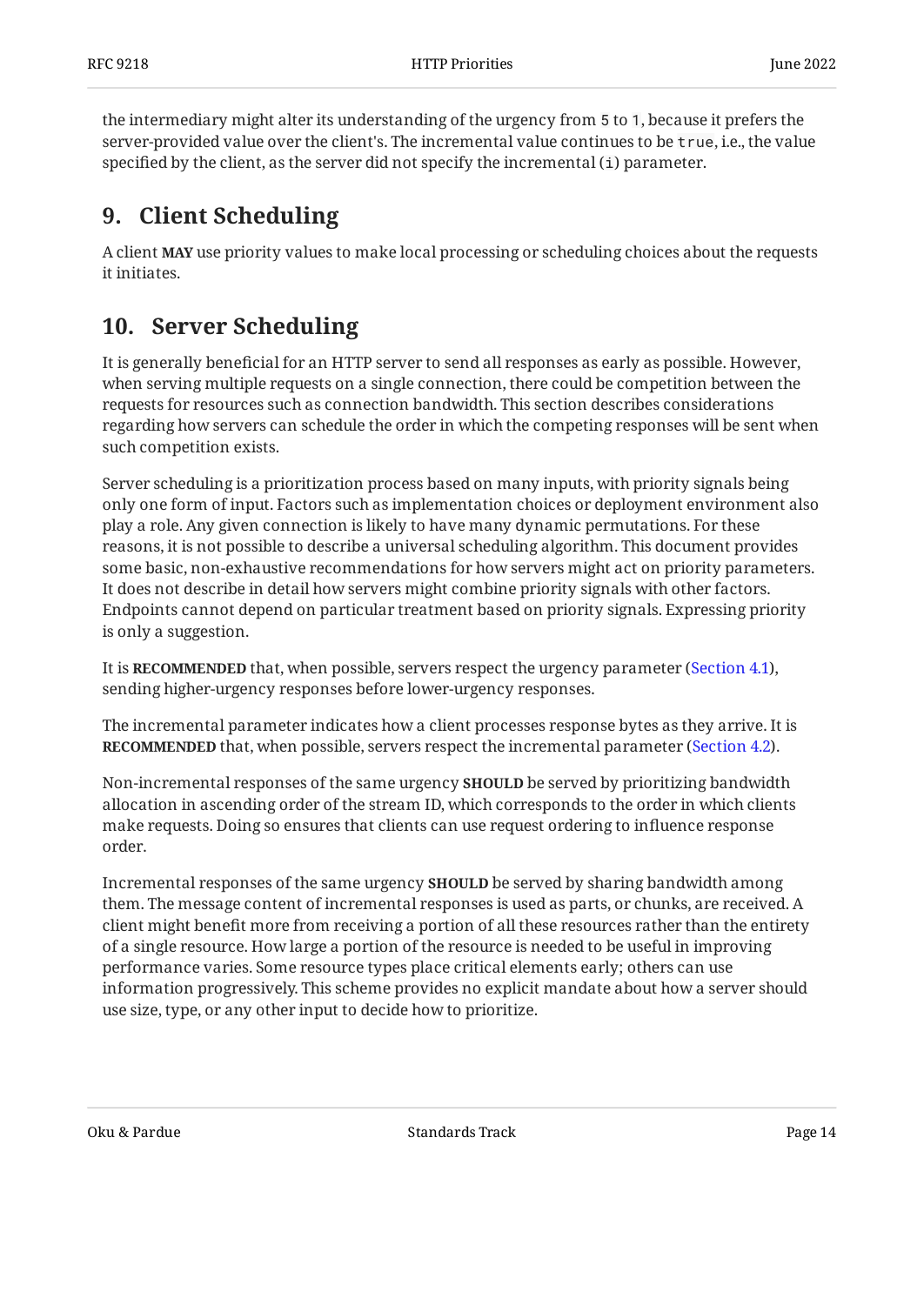the intermediary might alter its understanding of the urgency from `5` to `1`, because it prefers the server-provided value over the client's. The incremental value continues to be `true`, i.e., the value specified by the client, as the server did not specify the incremental (`i`) parameter.

## 9. Client Scheduling

A client **MAY** use priority values to make local processing or scheduling choices about the requests it initiates.

## 10. Server Scheduling

It is generally beneficial for an HTTP server to send all responses as early as possible. However, when serving multiple requests on a single connection, there could be competition between the requests for resources such as connection bandwidth. This section describes considerations regarding how servers can schedule the order in which the competing responses will be sent when such competition exists.

Server scheduling is a prioritization process based on many inputs, with priority signals being only one form of input. Factors such as implementation choices or deployment environment also play a role. Any given connection is likely to have many dynamic permutations. For these reasons, it is not possible to describe a universal scheduling algorithm. This document provides some basic, non-exhaustive recommendations for how servers might act on priority parameters. It does not describe in detail how servers might combine priority signals with other factors. Endpoints cannot depend on particular treatment based on priority signals. Expressing priority is only a suggestion.

It is **RECOMMENDED** that, when possible, servers respect the urgency parameter (Section 4.1), sending higher-urgency responses before lower-urgency responses.

The incremental parameter indicates how a client processes response bytes as they arrive. It is **RECOMMENDED** that, when possible, servers respect the incremental parameter (Section 4.2).

Non-incremental responses of the same urgency **SHOULD** be served by prioritizing bandwidth allocation in ascending order of the stream ID, which corresponds to the order in which clients make requests. Doing so ensures that clients can use request ordering to influence response order.

Incremental responses of the same urgency **SHOULD** be served by sharing bandwidth among them. The message content of incremental responses is used as parts, or chunks, are received. A client might benefit more from receiving a portion of all these resources rather than the entirety of a single resource. How large a portion of the resource is needed to be useful in improving performance varies. Some resource types place critical elements early; others can use information progressively. This scheme provides no explicit mandate about how a server should use size, type, or any other input to decide how to prioritize.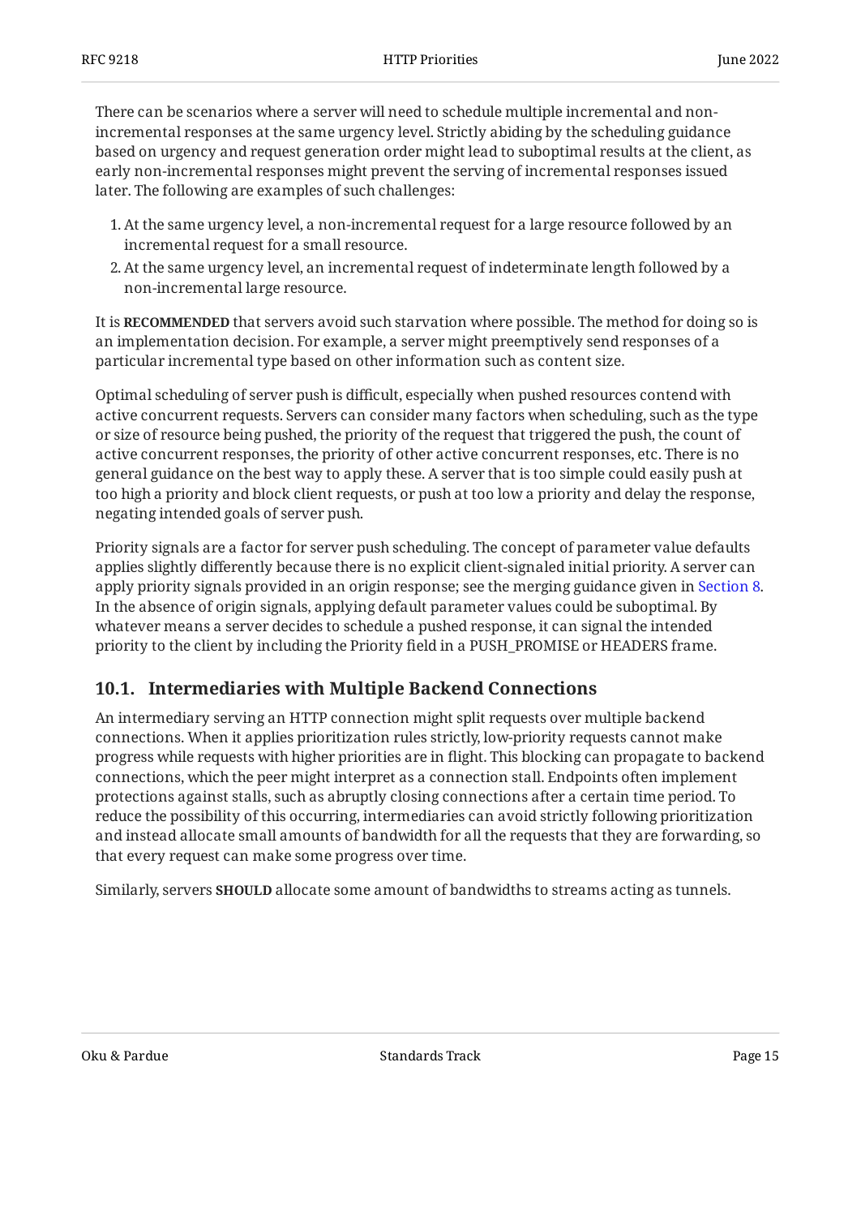There can be scenarios where a server will need to schedule multiple incremental and non-incremental responses at the same urgency level. Strictly abiding by the scheduling guidance based on urgency and request generation order might lead to suboptimal results at the client, as early non-incremental responses might prevent the serving of incremental responses issued later. The following are examples of such challenges:

1. At the same urgency level, a non-incremental request for a large resource followed by an incremental request for a small resource.
2. At the same urgency level, an incremental request of indeterminate length followed by a non-incremental large resource.

It is **RECOMMENDED** that servers avoid such starvation where possible. The method for doing so is an implementation decision. For example, a server might preemptively send responses of a particular incremental type based on other information such as content size.

Optimal scheduling of server push is difficult, especially when pushed resources contend with active concurrent requests. Servers can consider many factors when scheduling, such as the type or size of resource being pushed, the priority of the request that triggered the push, the count of active concurrent responses, the priority of other active concurrent responses, etc. There is no general guidance on the best way to apply these. A server that is too simple could easily push at too high a priority and block client requests, or push at too low a priority and delay the response, negating intended goals of server push.

Priority signals are a factor for server push scheduling. The concept of parameter value defaults applies slightly differently because there is no explicit client-signaled initial priority. A server can apply priority signals provided in an origin response; see the merging guidance given in Section 8. In the absence of origin signals, applying default parameter values could be suboptimal. By whatever means a server decides to schedule a pushed response, it can signal the intended priority to the client by including the Priority field in a PUSH_PROMISE or HEADERS frame.

## 10.1. Intermediaries with Multiple Backend Connections

An intermediary serving an HTTP connection might split requests over multiple backend connections. When it applies prioritization rules strictly, low-priority requests cannot make progress while requests with higher priorities are in flight. This blocking can propagate to backend connections, which the peer might interpret as a connection stall. Endpoints often implement protections against stalls, such as abruptly closing connections after a certain time period. To reduce the possibility of this occurring, intermediaries can avoid strictly following prioritization and instead allocate small amounts of bandwidth for all the requests that they are forwarding, so that every request can make some progress over time.

Similarly, servers **SHOULD** allocate some amount of bandwidths to streams acting as tunnels.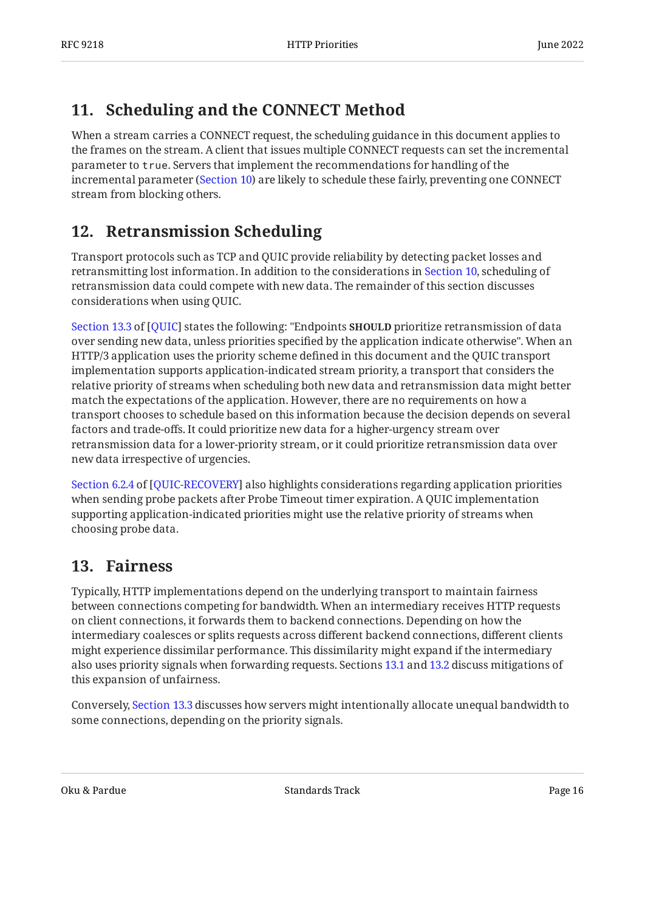## 11. Scheduling and the CONNECT Method

When a stream carries a CONNECT request, the scheduling guidance in this document applies to the frames on the stream. A client that issues multiple CONNECT requests can set the incremental parameter to `true`. Servers that implement the recommendations for handling of the incremental parameter (Section 10) are likely to schedule these fairly, preventing one CONNECT stream from blocking others.

## 12. Retransmission Scheduling

Transport protocols such as TCP and QUIC provide reliability by detecting packet losses and retransmitting lost information. In addition to the considerations in Section 10, scheduling of retransmission data could compete with new data. The remainder of this section discusses considerations when using QUIC.

Section 13.3 of [QUIC] states the following: "Endpoints **SHOULD** prioritize retransmission of data over sending new data, unless priorities specified by the application indicate otherwise". When an HTTP/3 application uses the priority scheme defined in this document and the QUIC transport implementation supports application-indicated stream priority, a transport that considers the relative priority of streams when scheduling both new data and retransmission data might better match the expectations of the application. However, there are no requirements on how a transport chooses to schedule based on this information because the decision depends on several factors and trade-offs. It could prioritize new data for a higher-urgency stream over retransmission data for a lower-priority stream, or it could prioritize retransmission data over new data irrespective of urgencies.

Section 6.2.4 of [QUIC-RECOVERY] also highlights considerations regarding application priorities when sending probe packets after Probe Timeout timer expiration. A QUIC implementation supporting application-indicated priorities might use the relative priority of streams when choosing probe data.

## 13. Fairness

Typically, HTTP implementations depend on the underlying transport to maintain fairness between connections competing for bandwidth. When an intermediary receives HTTP requests on client connections, it forwards them to backend connections. Depending on how the intermediary coalesces or splits requests across different backend connections, different clients might experience dissimilar performance. This dissimilarity might expand if the intermediary also uses priority signals when forwarding requests. Sections 13.1 and 13.2 discuss mitigations of this expansion of unfairness.

Conversely, Section 13.3 discusses how servers might intentionally allocate unequal bandwidth to some connections, depending on the priority signals.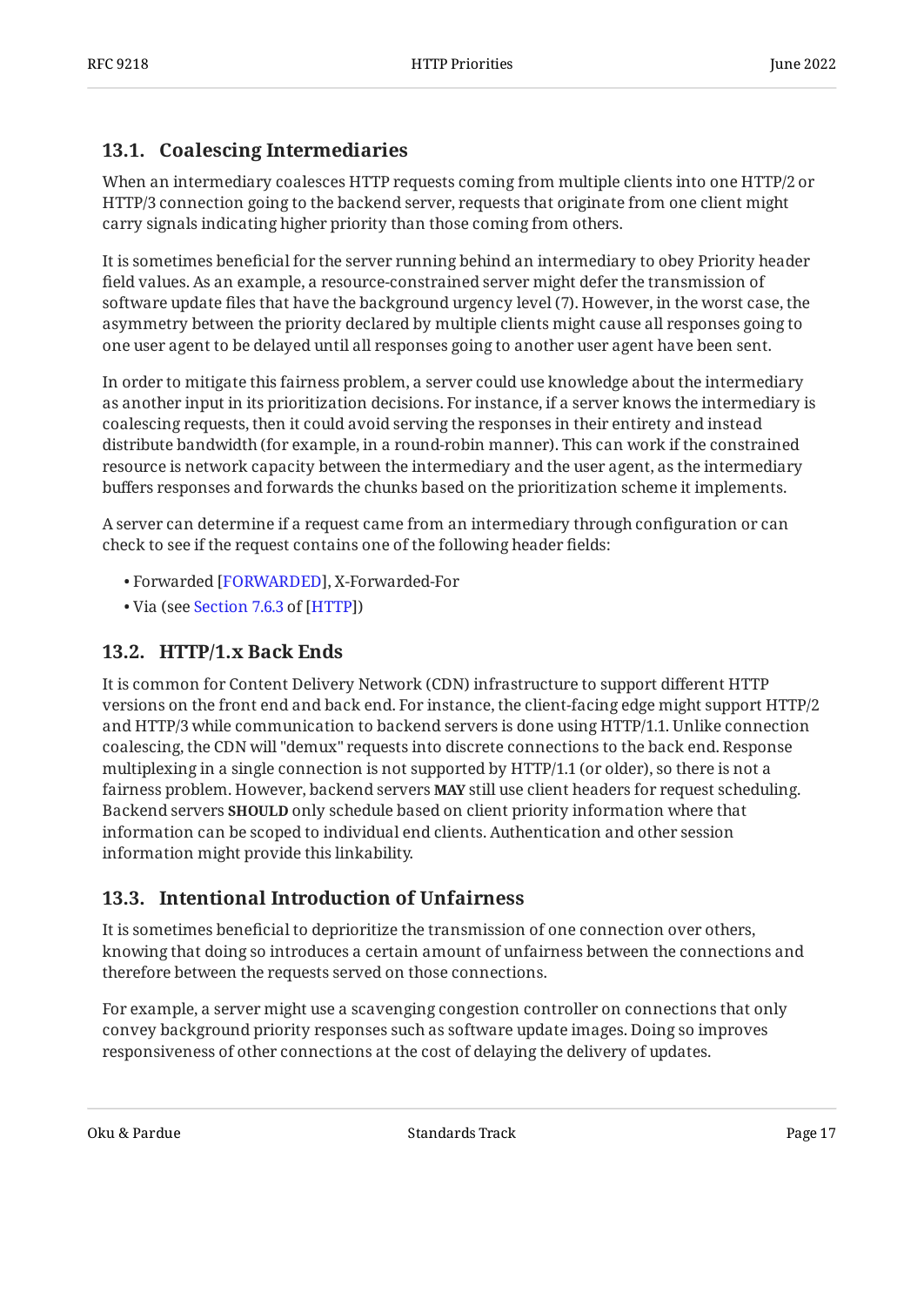### 13.1. Coalescing Intermediaries

When an intermediary coalesces HTTP requests coming from multiple clients into one HTTP/2 or HTTP/3 connection going to the backend server, requests that originate from one client might carry signals indicating higher priority than those coming from others.

It is sometimes beneficial for the server running behind an intermediary to obey Priority header field values. As an example, a resource-constrained server might defer the transmission of software update files that have the background urgency level (7). However, in the worst case, the asymmetry between the priority declared by multiple clients might cause all responses going to one user agent to be delayed until all responses going to another user agent have been sent.

In order to mitigate this fairness problem, a server could use knowledge about the intermediary as another input in its prioritization decisions. For instance, if a server knows the intermediary is coalescing requests, then it could avoid serving the responses in their entirety and instead distribute bandwidth (for example, in a round-robin manner). This can work if the constrained resource is network capacity between the intermediary and the user agent, as the intermediary buffers responses and forwards the chunks based on the prioritization scheme it implements.

A server can determine if a request came from an intermediary through configuration or can check to see if the request contains one of the following header fields:

- Forwarded [FORWARDED], X-Forwarded-For
- Via (see Section 7.6.3 of [HTTP])

### 13.2. HTTP/1.x Back Ends

It is common for Content Delivery Network (CDN) infrastructure to support different HTTP versions on the front end and back end. For instance, the client-facing edge might support HTTP/2 and HTTP/3 while communication to backend servers is done using HTTP/1.1. Unlike connection coalescing, the CDN will "demux" requests into discrete connections to the back end. Response multiplexing in a single connection is not supported by HTTP/1.1 (or older), so there is not a fairness problem. However, backend servers **MAY** still use client headers for request scheduling. Backend servers **SHOULD** only schedule based on client priority information where that information can be scoped to individual end clients. Authentication and other session information might provide this linkability.

### 13.3. Intentional Introduction of Unfairness

It is sometimes beneficial to deprioritize the transmission of one connection over others, knowing that doing so introduces a certain amount of unfairness between the connections and therefore between the requests served on those connections.

For example, a server might use a scavenging congestion controller on connections that only convey background priority responses such as software update images. Doing so improves responsiveness of other connections at the cost of delaying the delivery of updates.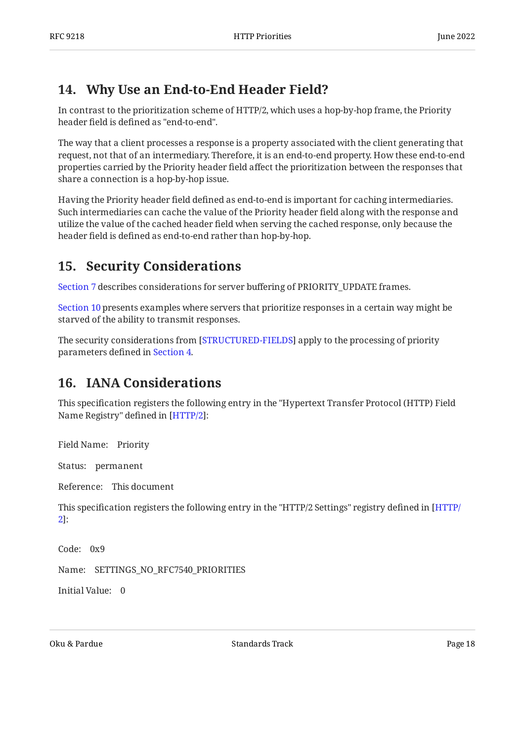## 14. Why Use an End-to-End Header Field?

In contrast to the prioritization scheme of HTTP/2, which uses a hop-by-hop frame, the Priority header field is defined as "end-to-end".

The way that a client processes a response is a property associated with the client generating that request, not that of an intermediary. Therefore, it is an end-to-end property. How these end-to-end properties carried by the Priority header field affect the prioritization between the responses that share a connection is a hop-by-hop issue.

Having the Priority header field defined as end-to-end is important for caching intermediaries. Such intermediaries can cache the value of the Priority header field along with the response and utilize the value of the cached header field when serving the cached response, only because the header field is defined as end-to-end rather than hop-by-hop.

## 15. Security Considerations

Section 7 describes considerations for server buffering of PRIORITY_UPDATE frames.

Section 10 presents examples where servers that prioritize responses in a certain way might be starved of the ability to transmit responses.

The security considerations from [STRUCTURED-FIELDS] apply to the processing of priority parameters defined in Section 4.

## 16. IANA Considerations

This specification registers the following entry in the "Hypertext Transfer Protocol (HTTP) Field Name Registry" defined in [HTTP/2]:

Field Name: Priority

Status: permanent

Reference: This document

This specification registers the following entry in the "HTTP/2 Settings" registry defined in [HTTP/2]:

Code: 0x9

Name: SETTINGS_NO_RFC7540_PRIORITIES

Initial Value: 0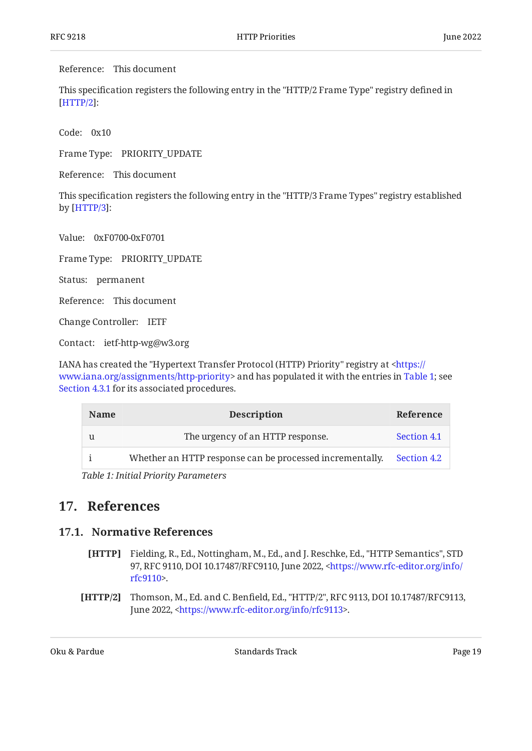Reference: This document

This specification registers the following entry in the "HTTP/2 Frame Type" registry defined in [HTTP/2]:

Code: 0x10

Frame Type: PRIORITY_UPDATE

Reference: This document

This specification registers the following entry in the "HTTP/3 Frame Types" registry established by [HTTP/3]:

Value: 0xF0700-0xF0701

Frame Type: PRIORITY_UPDATE

Status: permanent

Reference: This document

Change Controller: IETF

Contact: ietf-http-wg@w3.org

IANA has created the "Hypertext Transfer Protocol (HTTP) Priority" registry at <https://www.iana.org/assignments/http-priority> and has populated it with the entries in Table 1; see Section 4.3.1 for its associated procedures.

| Name | Description | Reference |
|---|---|---|
| u | The urgency of an HTTP response. | Section 4.1 |
| i | Whether an HTTP response can be processed incrementally. | Section 4.2 |

*Table 1: Initial Priority Parameters*

# 17. References

## 17.1. Normative References

**[HTTP]** Fielding, R., Ed., Nottingham, M., Ed., and J. Reschke, Ed., "HTTP Semantics", STD 97, RFC 9110, DOI 10.17487/RFC9110, June 2022, <https://www.rfc-editor.org/info/rfc9110>.

**[HTTP/2]** Thomson, M., Ed. and C. Benfield, Ed., "HTTP/2", RFC 9113, DOI 10.17487/RFC9113, June 2022, <https://www.rfc-editor.org/info/rfc9113>.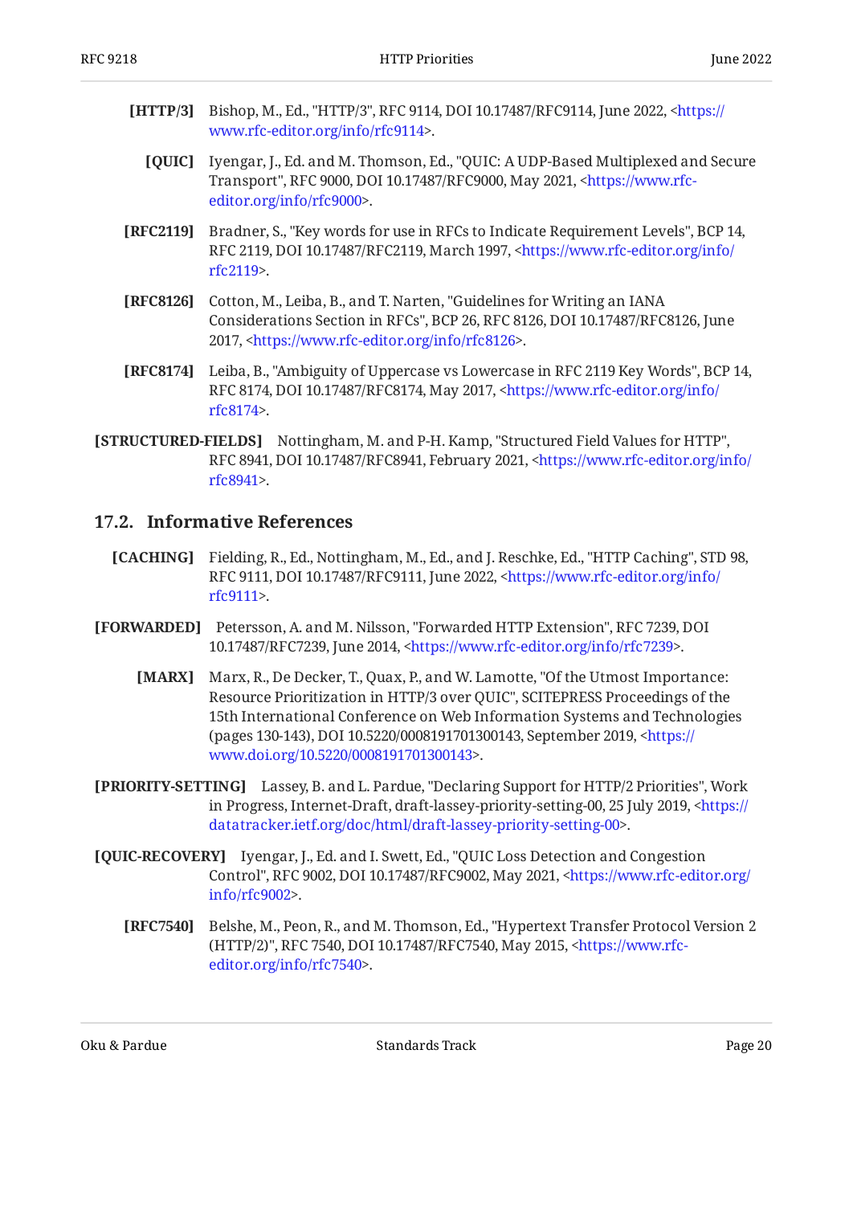**[HTTP/3]** Bishop, M., Ed., "HTTP/3", RFC 9114, DOI 10.17487/RFC9114, June 2022, <https://www.rfc-editor.org/info/rfc9114>.

**[QUIC]** Iyengar, J., Ed. and M. Thomson, Ed., "QUIC: A UDP-Based Multiplexed and Secure Transport", RFC 9000, DOI 10.17487/RFC9000, May 2021, <https://www.rfc-editor.org/info/rfc9000>.

**[RFC2119]** Bradner, S., "Key words for use in RFCs to Indicate Requirement Levels", BCP 14, RFC 2119, DOI 10.17487/RFC2119, March 1997, <https://www.rfc-editor.org/info/rfc2119>.

**[RFC8126]** Cotton, M., Leiba, B., and T. Narten, "Guidelines for Writing an IANA Considerations Section in RFCs", BCP 26, RFC 8126, DOI 10.17487/RFC8126, June 2017, <https://www.rfc-editor.org/info/rfc8126>.

**[RFC8174]** Leiba, B., "Ambiguity of Uppercase vs Lowercase in RFC 2119 Key Words", BCP 14, RFC 8174, DOI 10.17487/RFC8174, May 2017, <https://www.rfc-editor.org/info/rfc8174>.

**[STRUCTURED-FIELDS]** Nottingham, M. and P-H. Kamp, "Structured Field Values for HTTP", RFC 8941, DOI 10.17487/RFC8941, February 2021, <https://www.rfc-editor.org/info/rfc8941>.

## 17.2. Informative References

**[CACHING]** Fielding, R., Ed., Nottingham, M., Ed., and J. Reschke, Ed., "HTTP Caching", STD 98, RFC 9111, DOI 10.17487/RFC9111, June 2022, <https://www.rfc-editor.org/info/rfc9111>.

**[FORWARDED]** Petersson, A. and M. Nilsson, "Forwarded HTTP Extension", RFC 7239, DOI 10.17487/RFC7239, June 2014, <https://www.rfc-editor.org/info/rfc7239>.

**[MARX]** Marx, R., De Decker, T., Quax, P., and W. Lamotte, "Of the Utmost Importance: Resource Prioritization in HTTP/3 over QUIC", SCITEPRESS Proceedings of the 15th International Conference on Web Information Systems and Technologies (pages 130-143), DOI 10.5220/0008191701300143, September 2019, <https://www.doi.org/10.5220/0008191701300143>.

**[PRIORITY-SETTING]** Lassey, B. and L. Pardue, "Declaring Support for HTTP/2 Priorities", Work in Progress, Internet-Draft, draft-lassey-priority-setting-00, 25 July 2019, <https://datatracker.ietf.org/doc/html/draft-lassey-priority-setting-00>.

**[QUIC-RECOVERY]** Iyengar, J., Ed. and I. Swett, Ed., "QUIC Loss Detection and Congestion Control", RFC 9002, DOI 10.17487/RFC9002, May 2021, <https://www.rfc-editor.org/info/rfc9002>.

**[RFC7540]** Belshe, M., Peon, R., and M. Thomson, Ed., "Hypertext Transfer Protocol Version 2 (HTTP/2)", RFC 7540, DOI 10.17487/RFC7540, May 2015, <https://www.rfc-editor.org/info/rfc7540>.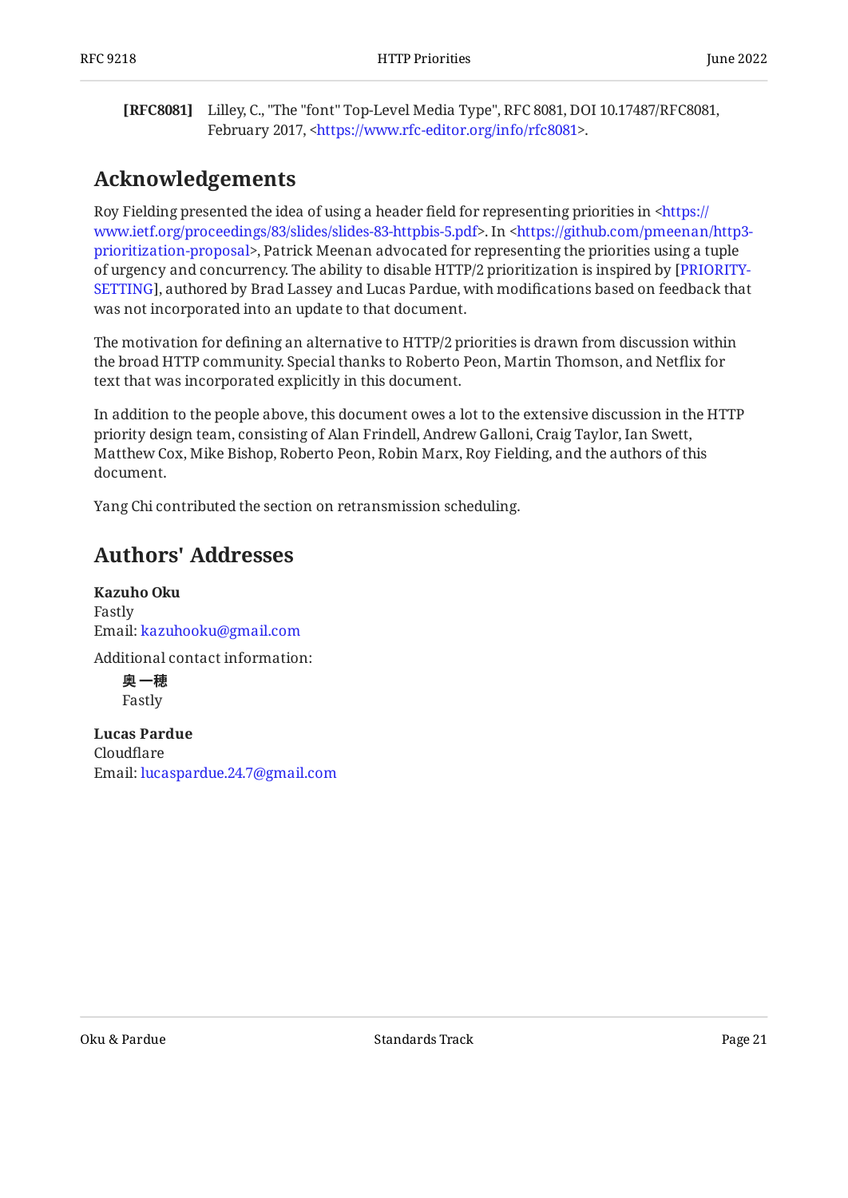**[RFC8081]** Lilley, C., "The "font" Top-Level Media Type", RFC 8081, DOI 10.17487/RFC8081, February 2017, <https://www.rfc-editor.org/info/rfc8081>.

## Acknowledgements

Roy Fielding presented the idea of using a header field for representing priorities in <https://www.ietf.org/proceedings/83/slides/slides-83-httpbis-5.pdf>. In <https://github.com/pmeenan/http3-prioritization-proposal>, Patrick Meenan advocated for representing the priorities using a tuple of urgency and concurrency. The ability to disable HTTP/2 prioritization is inspired by [PRIORITY-SETTING], authored by Brad Lassey and Lucas Pardue, with modifications based on feedback that was not incorporated into an update to that document.

The motivation for defining an alternative to HTTP/2 priorities is drawn from discussion within the broad HTTP community. Special thanks to Roberto Peon, Martin Thomson, and Netflix for text that was incorporated explicitly in this document.

In addition to the people above, this document owes a lot to the extensive discussion in the HTTP priority design team, consisting of Alan Frindell, Andrew Galloni, Craig Taylor, Ian Swett, Matthew Cox, Mike Bishop, Roberto Peon, Robin Marx, Roy Fielding, and the authors of this document.

Yang Chi contributed the section on retransmission scheduling.

## Authors' Addresses

**Kazuho Oku**
Fastly
Email: kazuhooku@gmail.com

Additional contact information:

**奥 一穂**
Fastly

**Lucas Pardue**
Cloudflare
Email: lucaspardue.24.7@gmail.com